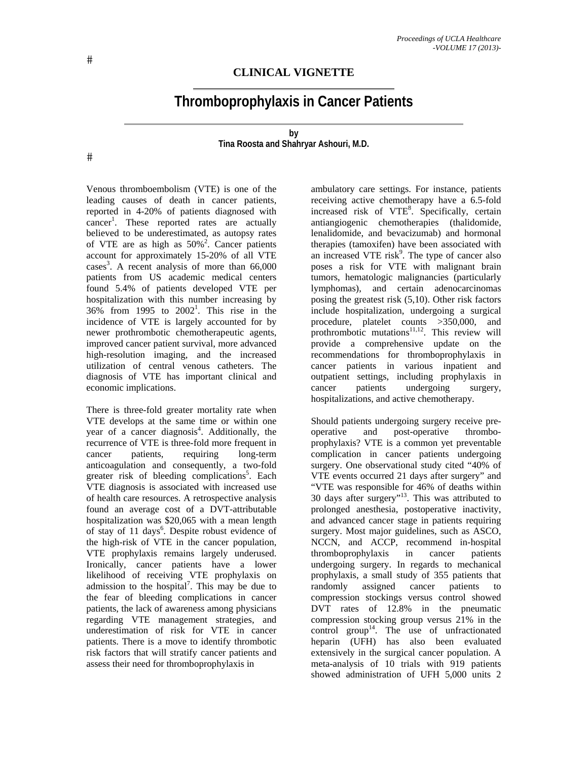## CLINICAL VIGNETTE

# Thromboprophylaxis in Cancer Patients

by
**Tina Roosta and Shahryar Ashouri, M.D.**

Venous thromboembolism (VTE) is one of the leading causes of death in cancer patients, reported in 4-20% of patients diagnosed with cancer[1]. These reported rates are actually believed to be underestimated, as autopsy rates of VTE are as high as 50%[2]. Cancer patients account for approximately 15-20% of all VTE cases[3]. A recent analysis of more than 66,000 patients from US academic medical centers found 5.4% of patients developed VTE per hospitalization with this number increasing by 36% from 1995 to 2002[1]. This rise in the incidence of VTE is largely accounted for by newer prothrombotic chemotherapeutic agents, improved cancer patient survival, more advanced high-resolution imaging, and the increased utilization of central venous catheters. The diagnosis of VTE has important clinical and economic implications.

There is three-fold greater mortality rate when VTE develops at the same time or within one year of a cancer diagnosis[4]. Additionally, the recurrence of VTE is three-fold more frequent in cancer patients, requiring long-term anticoagulation and consequently, a two-fold greater risk of bleeding complications[5]. Each VTE diagnosis is associated with increased use of health care resources. A retrospective analysis found an average cost of a DVT-attributable hospitalization was $20,065 with a mean length of stay of 11 days[6]. Despite robust evidence of the high-risk of VTE in the cancer population, VTE prophylaxis remains largely underused. Ironically, cancer patients have a lower likelihood of receiving VTE prophylaxis on admission to the hospital[7]. This may be due to the fear of bleeding complications in cancer patients, the lack of awareness among physicians regarding VTE management strategies, and underestimation of risk for VTE in cancer patients. There is a move to identify thrombotic risk factors that will stratify cancer patients and assess their need for thromboprophylaxis in ambulatory care settings. For instance, patients receiving active chemotherapy have a 6.5-fold increased risk of VTE[8]. Specifically, certain antiangiogenic chemotherapies (thalidomide, lenalidomide, and bevacizumab) and hormonal therapies (tamoxifen) have been associated with an increased VTE risk[9]. The type of cancer also poses a risk for VTE with malignant brain tumors, hematologic malignancies (particularly lymphomas), and certain adenocarcinomas posing the greatest risk (5,10). Other risk factors include hospitalization, undergoing a surgical procedure, platelet counts >350,000, and prothrombotic mutations[11,12]. This review will provide a comprehensive update on the recommendations for thromboprophylaxis in cancer patients in various inpatient and outpatient settings, including prophylaxis in cancer patients undergoing surgery, hospitalizations, and active chemotherapy.

Should patients undergoing surgery receive pre-operative and post-operative thrombo-prophylaxis? VTE is a common yet preventable complication in cancer patients undergoing surgery. One observational study cited "40% of VTE events occurred 21 days after surgery" and "VTE was responsible for 46% of deaths within 30 days after surgery"[13]. This was attributed to prolonged anesthesia, postoperative inactivity, and advanced cancer stage in patients requiring surgery. Most major guidelines, such as ASCO, NCCN, and ACCP, recommend in-hospital thromboprophylaxis in cancer patients undergoing surgery. In regards to mechanical prophylaxis, a small study of 355 patients that randomly assigned cancer patients to compression stockings versus control showed DVT rates of 12.8% in the pneumatic compression stocking group versus 21% in the control group[14]. The use of unfractionated heparin (UFH) has also been evaluated extensively in the surgical cancer population. A meta-analysis of 10 trials with 919 patients showed administration of UFH 5,000 units 2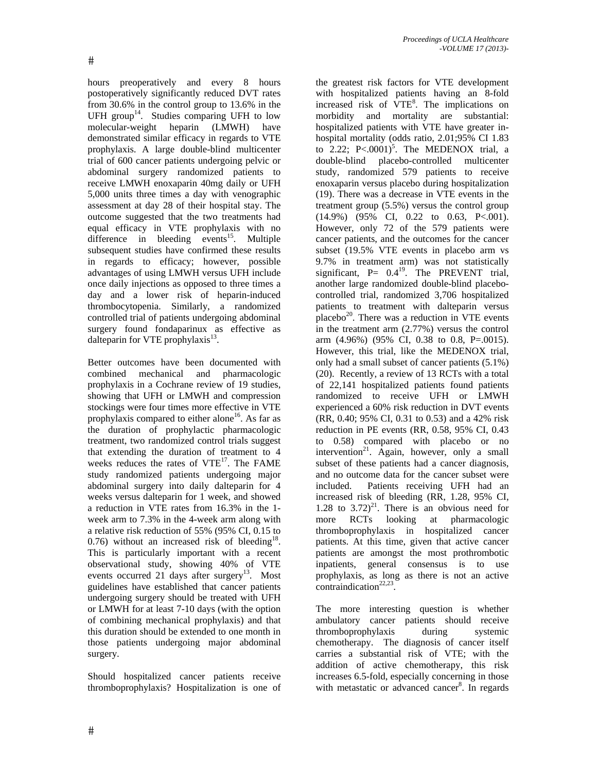hours preoperatively and every 8 hours postoperatively significantly reduced DVT rates from 30.6% in the control group to 13.6% in the UFH group[14]. Studies comparing UFH to low molecular-weight heparin (LMWH) have demonstrated similar efficacy in regards to VTE prophylaxis. A large double-blind multicenter trial of 600 cancer patients undergoing pelvic or abdominal surgery randomized patients to receive LMWH enoxaparin 40mg daily or UFH 5,000 units three times a day with venographic assessment at day 28 of their hospital stay. The outcome suggested that the two treatments had equal efficacy in VTE prophylaxis with no difference in bleeding events[15]. Multiple subsequent studies have confirmed these results in regards to efficacy; however, possible advantages of using LMWH versus UFH include once daily injections as opposed to three times a day and a lower risk of heparin-induced thrombocytopenia. Similarly, a randomized controlled trial of patients undergoing abdominal surgery found fondaparinux as effective as dalteparin for VTE prophylaxis[13].

Better outcomes have been documented with combined mechanical and pharmacologic prophylaxis in a Cochrane review of 19 studies, showing that UFH or LMWH and compression stockings were four times more effective in VTE prophylaxis compared to either alone[16]. As far as the duration of prophylactic pharmacologic treatment, two randomized control trials suggest that extending the duration of treatment to 4 weeks reduces the rates of VTE[17]. The FAME study randomized patients undergoing major abdominal surgery into daily dalteparin for 4 weeks versus dalteparin for 1 week, and showed a reduction in VTE rates from 16.3% in the 1-week arm to 7.3% in the 4-week arm along with a relative risk reduction of 55% (95% CI, 0.15 to 0.76) without an increased risk of bleeding[18]. This is particularly important with a recent observational study, showing 40% of VTE events occurred 21 days after surgery[13]. Most guidelines have established that cancer patients undergoing surgery should be treated with UFH or LMWH for at least 7-10 days (with the option of combining mechanical prophylaxis) and that this duration should be extended to one month in those patients undergoing major abdominal surgery.

Should hospitalized cancer patients receive thromboprophylaxis? Hospitalization is one of the greatest risk factors for VTE development with hospitalized patients having an 8-fold increased risk of VTE[8]. The implications on morbidity and mortality are substantial: hospitalized patients with VTE have greater in-hospital mortality (odds ratio, 2.01;95% CI 1.83 to 2.22; P<.0001)[5]. The MEDENOX trial, a double-blind placebo-controlled multicenter study, randomized 579 patients to receive enoxaparin versus placebo during hospitalization (19). There was a decrease in VTE events in the treatment group (5.5%) versus the control group (14.9%) (95% CI, 0.22 to 0.63, P<.001). However, only 72 of the 579 patients were cancer patients, and the outcomes for the cancer subset (19.5% VTE events in placebo arm vs 9.7% in treatment arm) was not statistically significant, P= 0.4[19]. The PREVENT trial, another large randomized double-blind placebo-controlled trial, randomized 3,706 hospitalized patients to treatment with dalteparin versus placebo[20]. There was a reduction in VTE events in the treatment arm (2.77%) versus the control arm (4.96%) (95% CI, 0.38 to 0.8, P=.0015). However, this trial, like the MEDENOX trial, only had a small subset of cancer patients (5.1%) (20). Recently, a review of 13 RCTs with a total of 22,141 hospitalized patients found patients randomized to receive UFH or LMWH experienced a 60% risk reduction in DVT events (RR, 0.40; 95% CI, 0.31 to 0.53) and a 42% risk reduction in PE events (RR, 0.58, 95% CI, 0.43 to 0.58) compared with placebo or no intervention[21]. Again, however, only a small subset of these patients had a cancer diagnosis, and no outcome data for the cancer subset were included. Patients receiving UFH had an increased risk of bleeding (RR, 1.28, 95% CI, 1.28 to 3.72)[21]. There is an obvious need for more RCTs looking at pharmacologic thromboprophylaxis in hospitalized cancer patients. At this time, given that active cancer patients are amongst the most prothrombotic inpatients, general consensus is to use prophylaxis, as long as there is not an active contraindication[22,23].

The more interesting question is whether ambulatory cancer patients should receive thromboprophylaxis during systemic chemotherapy. The diagnosis of cancer itself carries a substantial risk of VTE; with the addition of active chemotherapy, this risk increases 6.5-fold, especially concerning in those with metastatic or advanced cancer[8]. In regards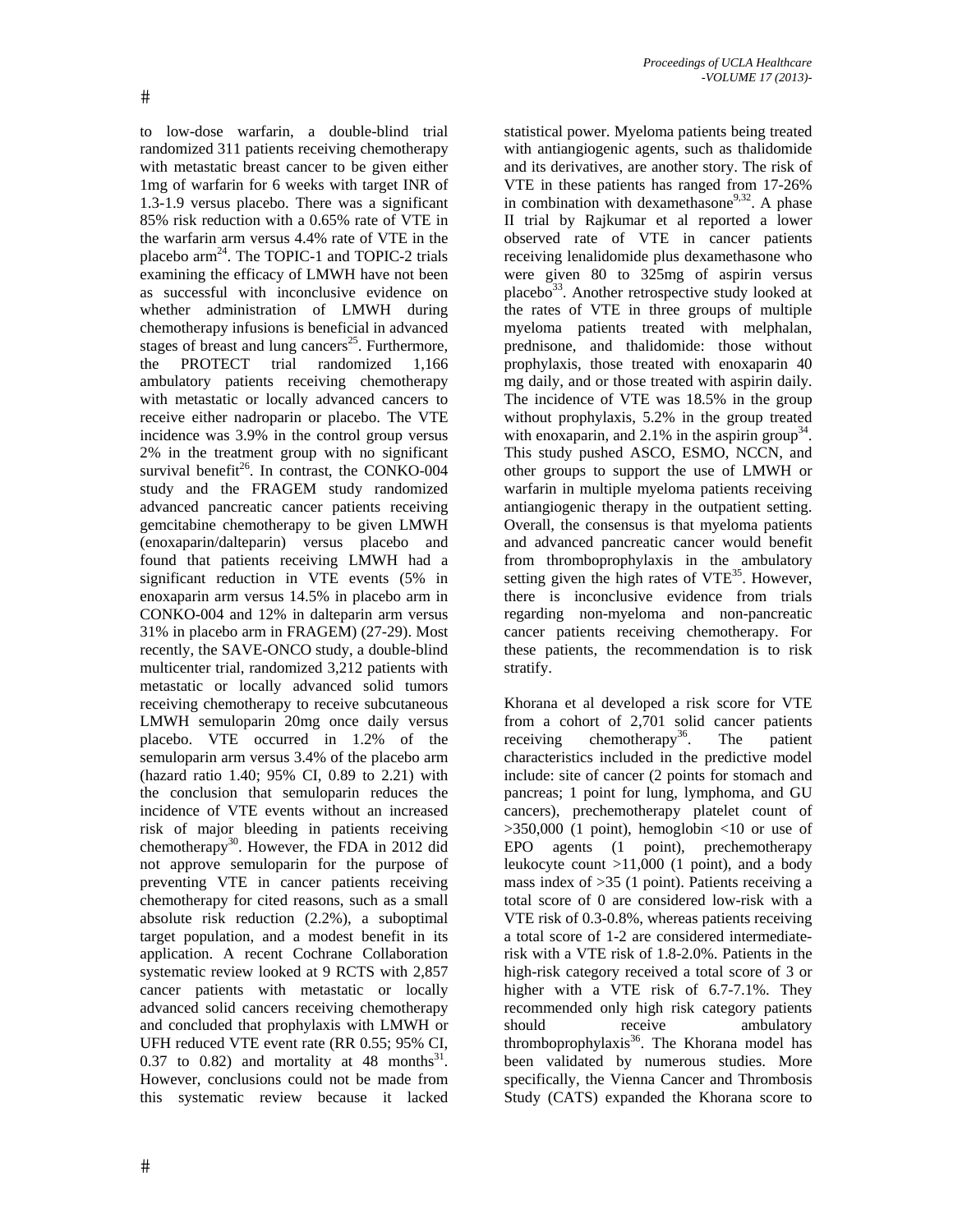to low-dose warfarin, a double-blind trial randomized 311 patients receiving chemotherapy with metastatic breast cancer to be given either 1mg of warfarin for 6 weeks with target INR of 1.3-1.9 versus placebo. There was a significant 85% risk reduction with a 0.65% rate of VTE in the warfarin arm versus 4.4% rate of VTE in the placebo arm[24]. The TOPIC-1 and TOPIC-2 trials examining the efficacy of LMWH have not been as successful with inconclusive evidence on whether administration of LMWH during chemotherapy infusions is beneficial in advanced stages of breast and lung cancers[25]. Furthermore, the PROTECT trial randomized 1,166 ambulatory patients receiving chemotherapy with metastatic or locally advanced cancers to receive either nadroparin or placebo. The VTE incidence was 3.9% in the control group versus 2% in the treatment group with no significant survival benefit[26]. In contrast, the CONKO-004 study and the FRAGEM study randomized advanced pancreatic cancer patients receiving gemcitabine chemotherapy to be given LMWH (enoxaparin/dalteparin) versus placebo and found that patients receiving LMWH had a significant reduction in VTE events (5% in enoxaparin arm versus 14.5% in placebo arm in CONKO-004 and 12% in dalteparin arm versus 31% in placebo arm in FRAGEM) (27-29). Most recently, the SAVE-ONCO study, a double-blind multicenter trial, randomized 3,212 patients with metastatic or locally advanced solid tumors receiving chemotherapy to receive subcutaneous LMWH semuloparin 20mg once daily versus placebo. VTE occurred in 1.2% of the semuloparin arm versus 3.4% of the placebo arm (hazard ratio 1.40; 95% CI, 0.89 to 2.21) with the conclusion that semuloparin reduces the incidence of VTE events without an increased risk of major bleeding in patients receiving chemotherapy[30]. However, the FDA in 2012 did not approve semuloparin for the purpose of preventing VTE in cancer patients receiving chemotherapy for cited reasons, such as a small absolute risk reduction (2.2%), a suboptimal target population, and a modest benefit in its application. A recent Cochrane Collaboration systematic review looked at 9 RCTS with 2,857 cancer patients with metastatic or locally advanced solid cancers receiving chemotherapy and concluded that prophylaxis with LMWH or UFH reduced VTE event rate (RR 0.55; 95% CI, 0.37 to 0.82) and mortality at 48 months[31]. However, conclusions could not be made from this systematic review because it lacked statistical power. Myeloma patients being treated with antiangiogenic agents, such as thalidomide and its derivatives, are another story. The risk of VTE in these patients has ranged from 17-26% in combination with dexamethasone[9,32]. A phase II trial by Rajkumar et al reported a lower observed rate of VTE in cancer patients receiving lenalidomide plus dexamethasone who were given 80 to 325mg of aspirin versus placebo[33]. Another retrospective study looked at the rates of VTE in three groups of multiple myeloma patients treated with melphalan, prednisone, and thalidomide: those without prophylaxis, those treated with enoxaparin 40 mg daily, and or those treated with aspirin daily. The incidence of VTE was 18.5% in the group without prophylaxis, 5.2% in the group treated with enoxaparin, and 2.1% in the aspirin group[34]. This study pushed ASCO, ESMO, NCCN, and other groups to support the use of LMWH or warfarin in multiple myeloma patients receiving antiangiogenic therapy in the outpatient setting. Overall, the consensus is that myeloma patients and advanced pancreatic cancer would benefit from thromboprophylaxis in the ambulatory setting given the high rates of VTE[35]. However, there is inconclusive evidence from trials regarding non-myeloma and non-pancreatic cancer patients receiving chemotherapy. For these patients, the recommendation is to risk stratify.

Khorana et al developed a risk score for VTE from a cohort of 2,701 solid cancer patients receiving chemotherapy[36]. The patient characteristics included in the predictive model include: site of cancer (2 points for stomach and pancreas; 1 point for lung, lymphoma, and GU cancers), prechemotherapy platelet count of >350,000 (1 point), hemoglobin <10 or use of EPO agents (1 point), prechemotherapy leukocyte count >11,000 (1 point), and a body mass index of >35 (1 point). Patients receiving a total score of 0 are considered low-risk with a VTE risk of 0.3-0.8%, whereas patients receiving a total score of 1-2 are considered intermediate-risk with a VTE risk of 1.8-2.0%. Patients in the high-risk category received a total score of 3 or higher with a VTE risk of 6.7-7.1%. They recommended only high risk category patients should receive ambulatory thromboprophylaxis[36]. The Khorana model has been validated by numerous studies. More specifically, the Vienna Cancer and Thrombosis Study (CATS) expanded the Khorana score to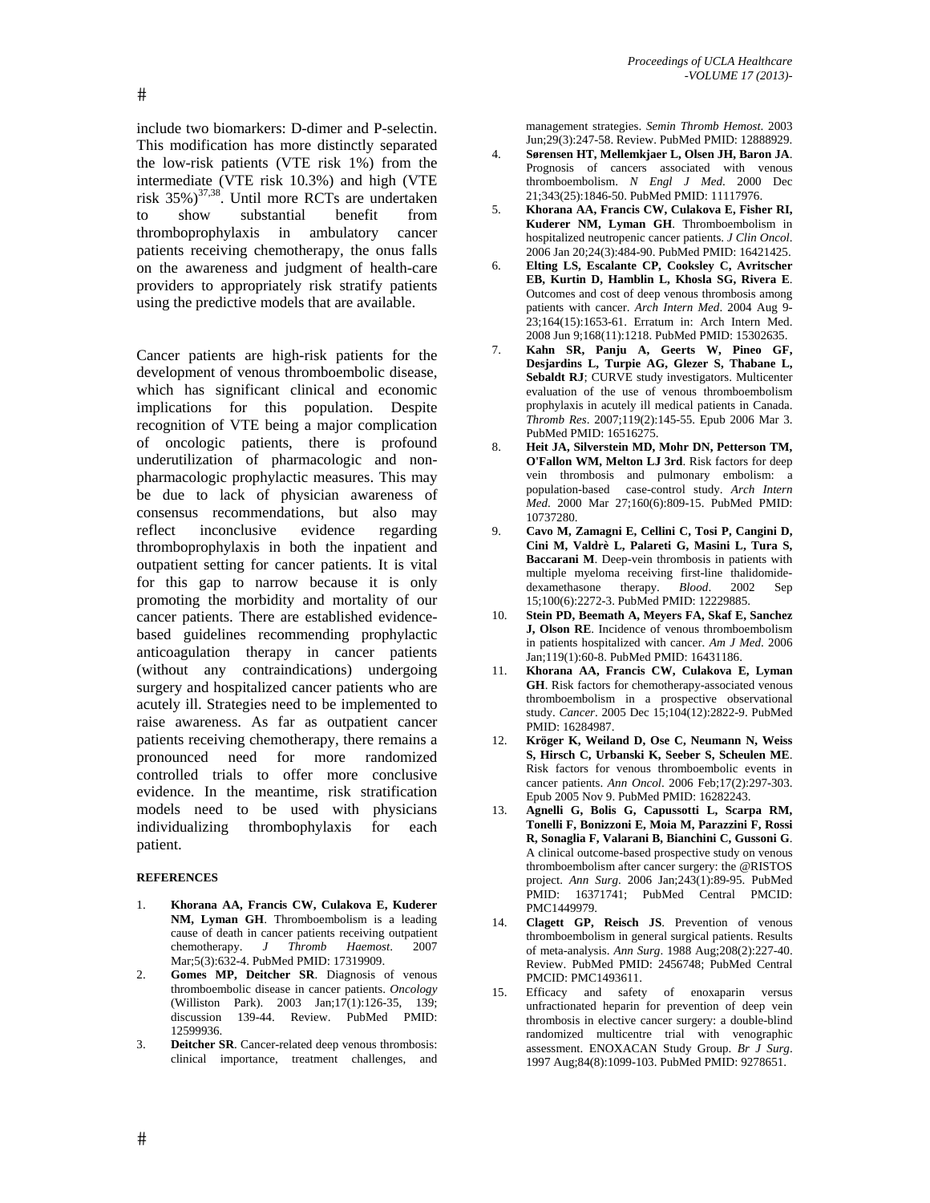include two biomarkers: D-dimer and P-selectin. This modification has more distinctly separated the low-risk patients (VTE risk 1%) from the intermediate (VTE risk 10.3%) and high (VTE risk 35%)[37,38]. Until more RCTs are undertaken to show substantial benefit from thromboprophylaxis in ambulatory cancer patients receiving chemotherapy, the onus falls on the awareness and judgment of health-care providers to appropriately risk stratify patients using the predictive models that are available.

Cancer patients are high-risk patients for the development of venous thromboembolic disease, which has significant clinical and economic implications for this population. Despite recognition of VTE being a major complication of oncologic patients, there is profound underutilization of pharmacologic and non-pharmacologic prophylactic measures. This may be due to lack of physician awareness of consensus recommendations, but also may reflect inconclusive evidence regarding thromboprophylaxis in both the inpatient and outpatient setting for cancer patients. It is vital for this gap to narrow because it is only promoting the morbidity and mortality of our cancer patients. There are established evidence-based guidelines recommending prophylactic anticoagulation therapy in cancer patients (without any contraindications) undergoing surgery and hospitalized cancer patients who are acutely ill. Strategies need to be implemented to raise awareness. As far as outpatient cancer patients receiving chemotherapy, there remains a pronounced need for more randomized controlled trials to offer more conclusive evidence. In the meantime, risk stratification models need to be used with physicians individualizing thrombophylaxis for each patient.

**REFERENCES**

1. **Khorana AA, Francis CW, Culakova E, Kuderer NM, Lyman GH**. Thromboembolism is a leading cause of death in cancer patients receiving outpatient chemotherapy. *J Thromb Haemost*. 2007 Mar;5(3):632-4. PubMed PMID: 17319909.
2. **Gomes MP, Deitcher SR**. Diagnosis of venous thromboembolic disease in cancer patients. *Oncology* (Williston Park). 2003 Jan;17(1):126-35, 139; discussion 139-44. Review. PubMed PMID: 12599936.
3. **Deitcher SR**. Cancer-related deep venous thrombosis: clinical importance, treatment challenges, and management strategies. *Semin Thromb Hemost*. 2003 Jun;29(3):247-58. Review. PubMed PMID: 12888929.
4. **Sørensen HT, Mellemkjaer L, Olsen JH, Baron JA**. Prognosis of cancers associated with venous thromboembolism. *N Engl J Med*. 2000 Dec 21;343(25):1846-50. PubMed PMID: 11117976.
5. **Khorana AA, Francis CW, Culakova E, Fisher RI, Kuderer NM, Lyman GH**. Thromboembolism in hospitalized neutropenic cancer patients. *J Clin Oncol*. 2006 Jan 20;24(3):484-90. PubMed PMID: 16421425.
6. **Elting LS, Escalante CP, Cooksley C, Avritscher EB, Kurtin D, Hamblin L, Khosla SG, Rivera E**. Outcomes and cost of deep venous thrombosis among patients with cancer. *Arch Intern Med*. 2004 Aug 9-23;164(15):1653-61. Erratum in: Arch Intern Med. 2008 Jun 9;168(11):1218. PubMed PMID: 15302635.
7. **Kahn SR, Panju A, Geerts W, Pineo GF, Desjardins L, Turpie AG, Glezer S, Thabane L, Sebaldt RJ**; CURVE study investigators. Multicenter evaluation of the use of venous thromboembolism prophylaxis in acutely ill medical patients in Canada. *Thromb Res*. 2007;119(2):145-55. Epub 2006 Mar 3. PubMed PMID: 16516275.
8. **Heit JA, Silverstein MD, Mohr DN, Petterson TM, O'Fallon WM, Melton LJ 3rd**. Risk factors for deep vein thrombosis and pulmonary embolism: a population-based case-control study. *Arch Intern Med*. 2000 Mar 27;160(6):809-15. PubMed PMID: 10737280.
9. **Cavo M, Zamagni E, Cellini C, Tosi P, Cangini D, Cini M, Valdrè L, Palareti G, Masini L, Tura S, Baccarani M**. Deep-vein thrombosis in patients with multiple myeloma receiving first-line thalidomide-dexamethasone therapy. *Blood*. 2002 Sep 15;100(6):2272-3. PubMed PMID: 12229885.
10. **Stein PD, Beemath A, Meyers FA, Skaf E, Sanchez J, Olson RE**. Incidence of venous thromboembolism in patients hospitalized with cancer. *Am J Med*. 2006 Jan;119(1):60-8. PubMed PMID: 16431186.
11. **Khorana AA, Francis CW, Culakova E, Lyman GH**. Risk factors for chemotherapy-associated venous thromboembolism in a prospective observational study. *Cancer*. 2005 Dec 15;104(12):2822-9. PubMed PMID: 16284987.
12. **Kröger K, Weiland D, Ose C, Neumann N, Weiss S, Hirsch C, Urbanski K, Seeber S, Scheulen ME**. Risk factors for venous thromboembolic events in cancer patients. *Ann Oncol*. 2006 Feb;17(2):297-303. Epub 2005 Nov 9. PubMed PMID: 16282243.
13. **Agnelli G, Bolis G, Capussotti L, Scarpa RM, Tonelli F, Bonizzoni E, Moia M, Parazzini F, Rossi R, Sonaglia F, Valarani B, Bianchini C, Gussoni G**. A clinical outcome-based prospective study on venous thromboembolism after cancer surgery: the @RISTOS project. *Ann Surg*. 2006 Jan;243(1):89-95. PubMed PMID: 16371741; PubMed Central PMCID: PMC1449979.
14. **Clagett GP, Reisch JS**. Prevention of venous thromboembolism in general surgical patients. Results of meta-analysis. *Ann Surg*. 1988 Aug;208(2):227-40. Review. PubMed PMID: 2456748; PubMed Central PMCID: PMC1493611.
15. Efficacy and safety of enoxaparin versus unfractionated heparin for prevention of deep vein thrombosis in elective cancer surgery: a double-blind randomized multicentre trial with venographic assessment. ENOXACAN Study Group. *Br J Surg*. 1997 Aug;84(8):1099-103. PubMed PMID: 9278651.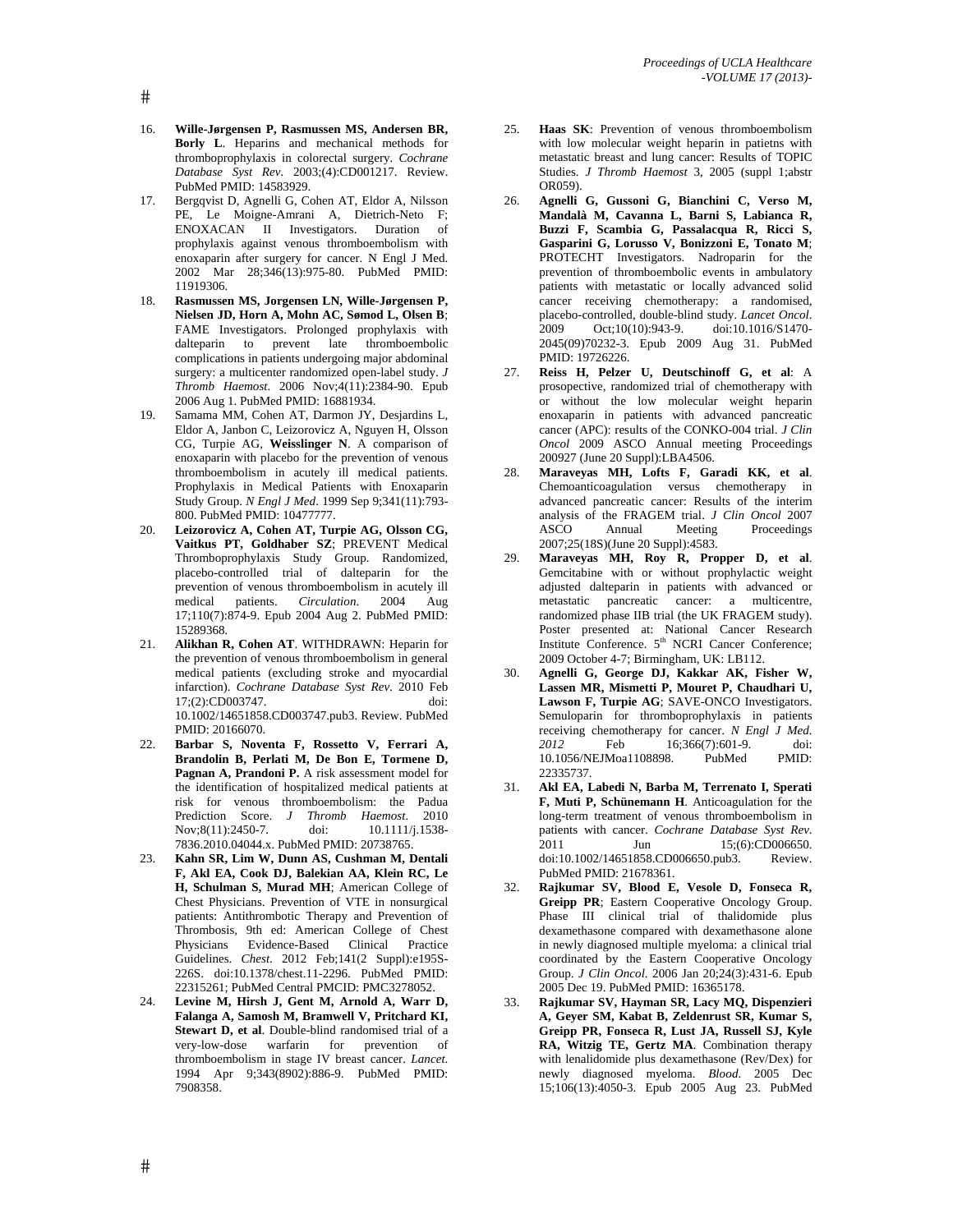16. **Wille-Jørgensen P, Rasmussen MS, Andersen BR, Borly L**. Heparins and mechanical methods for thromboprophylaxis in colorectal surgery. *Cochrane Database Syst Rev*. 2003;(4):CD001217. Review. PubMed PMID: 14583929.
17. Bergqvist D, Agnelli G, Cohen AT, Eldor A, Nilsson PE, Le Moigne-Amrani A, Dietrich-Neto F; ENOXACAN II Investigators. Duration of prophylaxis against venous thromboembolism with enoxaparin after surgery for cancer. N Engl J Med. 2002 Mar 28;346(13):975-80. PubMed PMID: 11919306.
18. **Rasmussen MS, Jorgensen LN, Wille-Jørgensen P, Nielsen JD, Horn A, Mohn AC, Sømod L, Olsen B**; FAME Investigators. Prolonged prophylaxis with dalteparin to prevent late thromboembolic complications in patients undergoing major abdominal surgery: a multicenter randomized open-label study. *J Thromb Haemost*. 2006 Nov;4(11):2384-90. Epub 2006 Aug 1. PubMed PMID: 16881934.
19. Samama MM, Cohen AT, Darmon JY, Desjardins L, Eldor A, Janbon C, Leizorovicz A, Nguyen H, Olsson CG, Turpie AG, **Weisslinger N**. A comparison of enoxaparin with placebo for the prevention of venous thromboembolism in acutely ill medical patients. Prophylaxis in Medical Patients with Enoxaparin Study Group. *N Engl J Med*. 1999 Sep 9;341(11):793-800. PubMed PMID: 10477777.
20. **Leizorovicz A, Cohen AT, Turpie AG, Olsson CG, Vaitkus PT, Goldhaber SZ**; PREVENT Medical Thromboprophylaxis Study Group. Randomized, placebo-controlled trial of dalteparin for the prevention of venous thromboembolism in acutely ill medical patients. *Circulation*. 2004 Aug 17;110(7):874-9. Epub 2004 Aug 2. PubMed PMID: 15289368.
21. **Alikhan R, Cohen AT**. WITHDRAWN: Heparin for the prevention of venous thromboembolism in general medical patients (excluding stroke and myocardial infarction). *Cochrane Database Syst Rev*. 2010 Feb 17;(2):CD003747. doi: 10.1002/14651858.CD003747.pub3. Review. PubMed PMID: 20166070.
22. **Barbar S, Noventa F, Rossetto V, Ferrari A, Brandolin B, Perlati M, De Bon E, Tormene D, Pagnan A, Prandoni P.** A risk assessment model for the identification of hospitalized medical patients at risk for venous thromboembolism: the Padua Prediction Score. *J Thromb Haemost*. 2010 Nov;8(11):2450-7. doi: 10.1111/j.1538-7836.2010.04044.x. PubMed PMID: 20738765.
23. **Kahn SR, Lim W, Dunn AS, Cushman M, Dentali F, Akl EA, Cook DJ, Balekian AA, Klein RC, Le H, Schulman S, Murad MH**; American College of Chest Physicians. Prevention of VTE in nonsurgical patients: Antithrombotic Therapy and Prevention of Thrombosis, 9th ed: American College of Chest Physicians Evidence-Based Clinical Practice Guidelines. *Chest*. 2012 Feb;141(2 Suppl):e195S-226S. doi:10.1378/chest.11-2296. PubMed PMID: 22315261; PubMed Central PMCID: PMC3278052.
24. **Levine M, Hirsh J, Gent M, Arnold A, Warr D, Falanga A, Samosh M, Bramwell V, Pritchard KI, Stewart D, et al**. Double-blind randomised trial of a very-low-dose warfarin for prevention of thromboembolism in stage IV breast cancer. *Lancet*. 1994 Apr 9;343(8902):886-9. PubMed PMID: 7908358.
25. **Haas SK**: Prevention of venous thromboembolism with low molecular weight heparin in patietns with metastatic breast and lung cancer: Results of TOPIC Studies. *J Thromb Haemost* 3, 2005 (suppl 1;abstr OR059).
26. **Agnelli G, Gussoni G, Bianchini C, Verso M, Mandalà M, Cavanna L, Barni S, Labianca R, Buzzi F, Scambia G, Passalacqua R, Ricci S, Gasparini G, Lorusso V, Bonizzoni E, Tonato M**; PROTECHT Investigators. Nadroparin for the prevention of thromboembolic events in ambulatory patients with metastatic or locally advanced solid cancer receiving chemotherapy: a randomised, placebo-controlled, double-blind study. *Lancet Oncol*. 2009 Oct;10(10):943-9. doi:10.1016/S1470-2045(09)70232-3. Epub 2009 Aug 31. PubMed PMID: 19726226.
27. **Reiss H, Pelzer U, Deutschinoff G, et al**: A prosopective, randomized trial of chemotherapy with or without the low molecular weight heparin enoxaparin in patients with advanced pancreatic cancer (APC): results of the CONKO-004 trial. *J Clin Oncol* 2009 ASCO Annual meeting Proceedings 200927 (June 20 Suppl):LBA4506.
28. **Maraveyas MH, Lofts F, Garadi KK, et al**. Chemoanticoagulation versus chemotherapy in advanced pancreatic cancer: Results of the interim analysis of the FRAGEM trial. *J Clin Oncol* 2007 ASCO Annual Meeting Proceedings 2007;25(18S)(June 20 Suppl):4583.
29. **Maraveyas MH, Roy R, Propper D, et al**. Gemcitabine with or without prophylactic weight adjusted dalteparin in patients with advanced or metastatic pancreatic cancer: a multicentre, randomized phase IIB trial (the UK FRAGEM study). Poster presented at: National Cancer Research Institute Conference. 5th NCRI Cancer Conference; 2009 October 4-7; Birmingham, UK: LB112.
30. **Agnelli G, George DJ, Kakkar AK, Fisher W, Lassen MR, Mismetti P, Mouret P, Chaudhari U, Lawson F, Turpie AG**; SAVE-ONCO Investigators. Semuloparin for thromboprophylaxis in patients receiving chemotherapy for cancer. *N Engl J Med. 2012* Feb 16;366(7):601-9. doi: 10.1056/NEJMoa1108898. PubMed PMID: 22335737.
31. **Akl EA, Labedi N, Barba M, Terrenato I, Sperati F, Muti P, Schünemann H**. Anticoagulation for the long-term treatment of venous thromboembolism in patients with cancer. *Cochrane Database Syst Rev*. 2011 Jun 15;(6):CD006650. doi:10.1002/14651858.CD006650.pub3. Review. PubMed PMID: 21678361.
32. **Rajkumar SV, Blood E, Vesole D, Fonseca R, Greipp PR**; Eastern Cooperative Oncology Group. Phase III clinical trial of thalidomide plus dexamethasone compared with dexamethasone alone in newly diagnosed multiple myeloma: a clinical trial coordinated by the Eastern Cooperative Oncology Group. *J Clin Oncol*. 2006 Jan 20;24(3):431-6. Epub 2005 Dec 19. PubMed PMID: 16365178.
33. **Rajkumar SV, Hayman SR, Lacy MQ, Dispenzieri A, Geyer SM, Kabat B, Zeldenrust SR, Kumar S, Greipp PR, Fonseca R, Lust JA, Russell SJ, Kyle RA, Witzig TE, Gertz MA**. Combination therapy with lenalidomide plus dexamethasone (Rev/Dex) for newly diagnosed myeloma. *Blood*. 2005 Dec 15;106(13):4050-3. Epub 2005 Aug 23. PubMed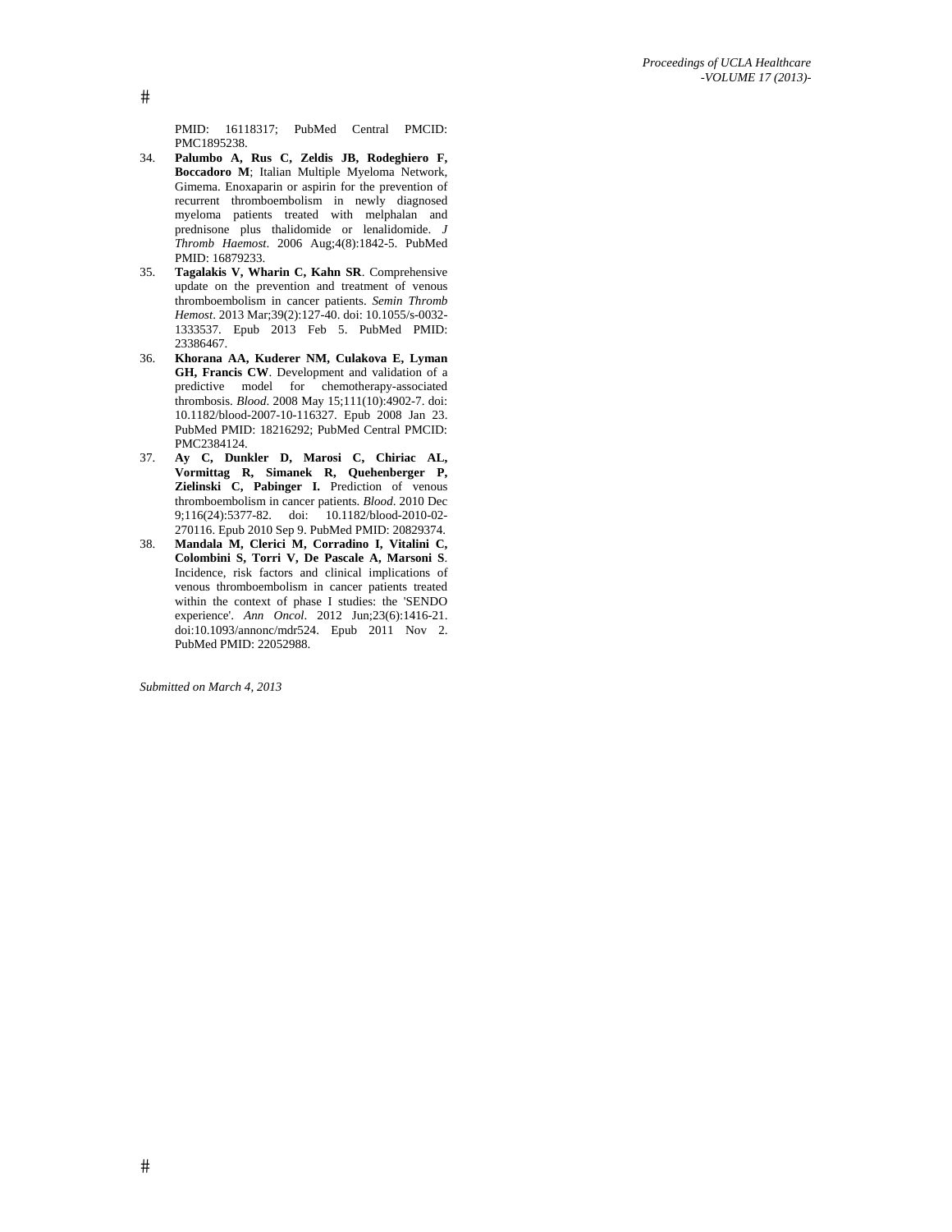PMID: 16118317; PubMed Central PMCID: PMC1895238.

34. **Palumbo A, Rus C, Zeldis JB, Rodeghiero F, Boccadoro M**; Italian Multiple Myeloma Network, Gimema. Enoxaparin or aspirin for the prevention of recurrent thromboembolism in newly diagnosed myeloma patients treated with melphalan and prednisone plus thalidomide or lenalidomide. *J Thromb Haemost*. 2006 Aug;4(8):1842-5. PubMed PMID: 16879233.
35. **Tagalakis V, Wharin C, Kahn SR**. Comprehensive update on the prevention and treatment of venous thromboembolism in cancer patients. *Semin Thromb Hemost*. 2013 Mar;39(2):127-40. doi: 10.1055/s-0032-1333537. Epub 2013 Feb 5. PubMed PMID: 23386467.
36. **Khorana AA, Kuderer NM, Culakova E, Lyman GH, Francis CW**. Development and validation of a predictive model for chemotherapy-associated thrombosis. *Blood*. 2008 May 15;111(10):4902-7. doi: 10.1182/blood-2007-10-116327. Epub 2008 Jan 23. PubMed PMID: 18216292; PubMed Central PMCID: PMC2384124.
37. **Ay C, Dunkler D, Marosi C, Chiriac AL, Vormittag R, Simanek R, Quehenberger P, Zielinski C, Pabinger I.** Prediction of venous thromboembolism in cancer patients. *Blood*. 2010 Dec 9;116(24):5377-82. doi: 10.1182/blood-2010-02-270116. Epub 2010 Sep 9. PubMed PMID: 20829374.
38. **Mandala M, Clerici M, Corradino I, Vitalini C, Colombini S, Torri V, De Pascale A, Marsoni S**. Incidence, risk factors and clinical implications of venous thromboembolism in cancer patients treated within the context of phase I studies: the 'SENDO experience'. *Ann Oncol*. 2012 Jun;23(6):1416-21. doi:10.1093/annonc/mdr524. Epub 2011 Nov 2. PubMed PMID: 22052988.

*Submitted on March 4, 2013*